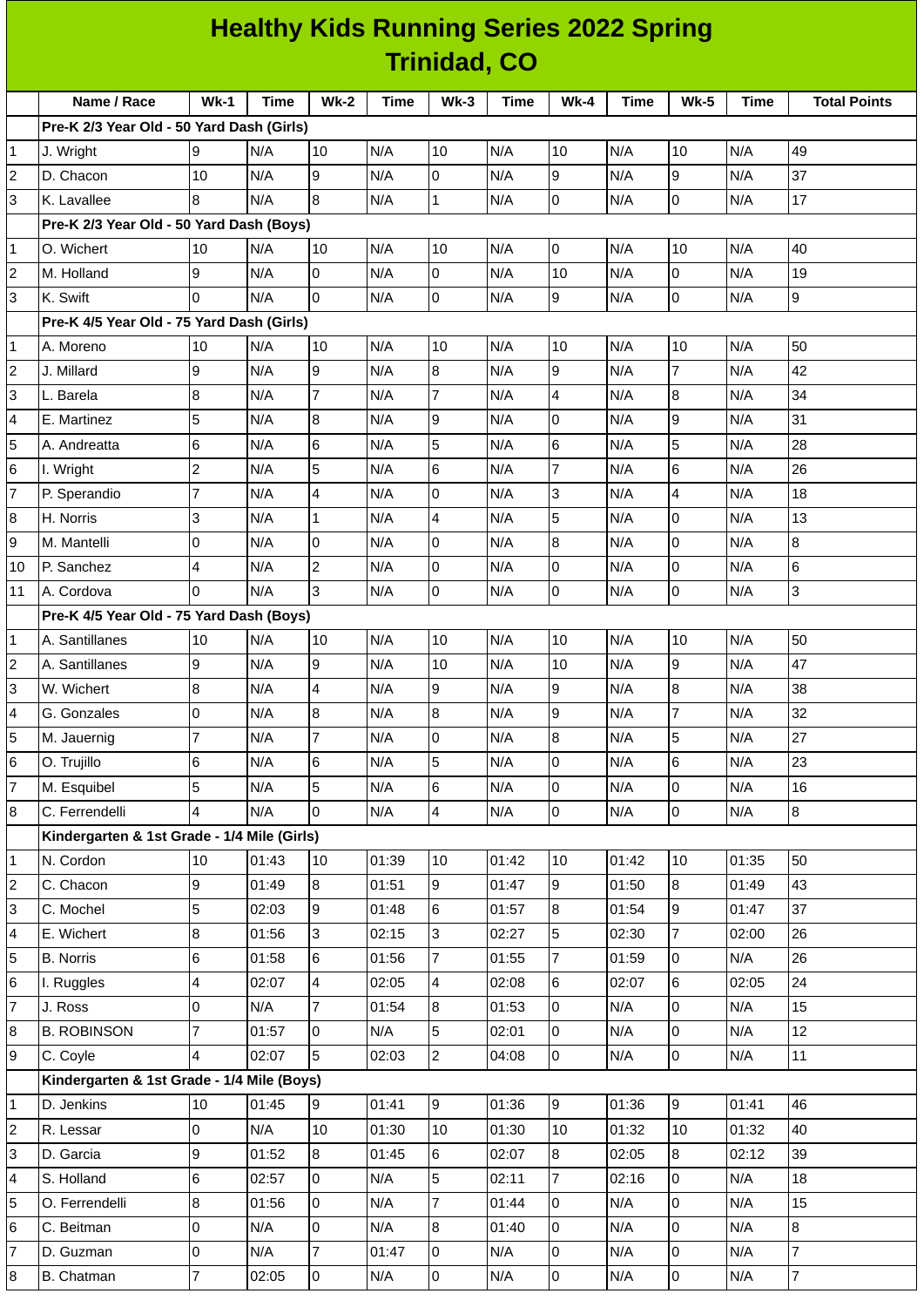# Healthy Kids Running Series 2022 Spring
## Trinidad, CO

| | Name / Race | Wk-1 | Time | Wk-2 | Time | Wk-3 | Time | Wk-4 | Time | Wk-5 | Time | Total Points |
|---|---|---|---|---|---|---|---|---|---|---|---|---|
| | **Pre-K 2/3 Year Old - 50 Yard Dash (Girls)** | | | | | | | | | | | |
| 1 | J. Wright | 9 | N/A | 10 | N/A | 10 | N/A | 10 | N/A | 10 | N/A | 49 |
| 2 | D. Chacon | 10 | N/A | 9 | N/A | 0 | N/A | 9 | N/A | 9 | N/A | 37 |
| 3 | K. Lavallee | 8 | N/A | 8 | N/A | 1 | N/A | 0 | N/A | 0 | N/A | 17 |
| | **Pre-K 2/3 Year Old - 50 Yard Dash (Boys)** | | | | | | | | | | | |
| 1 | O. Wichert | 10 | N/A | 10 | N/A | 10 | N/A | 0 | N/A | 10 | N/A | 40 |
| 2 | M. Holland | 9 | N/A | 0 | N/A | 0 | N/A | 10 | N/A | 0 | N/A | 19 |
| 3 | K. Swift | 0 | N/A | 0 | N/A | 0 | N/A | 9 | N/A | 0 | N/A | 9 |
| | **Pre-K 4/5 Year Old - 75 Yard Dash (Girls)** | | | | | | | | | | | |
| 1 | A. Moreno | 10 | N/A | 10 | N/A | 10 | N/A | 10 | N/A | 10 | N/A | 50 |
| 2 | J. Millard | 9 | N/A | 9 | N/A | 8 | N/A | 9 | N/A | 7 | N/A | 42 |
| 3 | L. Barela | 8 | N/A | 7 | N/A | 7 | N/A | 4 | N/A | 8 | N/A | 34 |
| 4 | E. Martinez | 5 | N/A | 8 | N/A | 9 | N/A | 0 | N/A | 9 | N/A | 31 |
| 5 | A. Andreatta | 6 | N/A | 6 | N/A | 5 | N/A | 6 | N/A | 5 | N/A | 28 |
| 6 | I. Wright | 2 | N/A | 5 | N/A | 6 | N/A | 7 | N/A | 6 | N/A | 26 |
| 7 | P. Sperandio | 7 | N/A | 4 | N/A | 0 | N/A | 3 | N/A | 4 | N/A | 18 |
| 8 | H. Norris | 3 | N/A | 1 | N/A | 4 | N/A | 5 | N/A | 0 | N/A | 13 |
| 9 | M. Mantelli | 0 | N/A | 0 | N/A | 0 | N/A | 8 | N/A | 0 | N/A | 8 |
| 10 | P. Sanchez | 4 | N/A | 2 | N/A | 0 | N/A | 0 | N/A | 0 | N/A | 6 |
| 11 | A. Cordova | 0 | N/A | 3 | N/A | 0 | N/A | 0 | N/A | 0 | N/A | 3 |
| | **Pre-K 4/5 Year Old - 75 Yard Dash (Boys)** | | | | | | | | | | | |
| 1 | A. Santillanes | 10 | N/A | 10 | N/A | 10 | N/A | 10 | N/A | 10 | N/A | 50 |
| 2 | A. Santillanes | 9 | N/A | 9 | N/A | 10 | N/A | 10 | N/A | 9 | N/A | 47 |
| 3 | W. Wichert | 8 | N/A | 4 | N/A | 9 | N/A | 9 | N/A | 8 | N/A | 38 |
| 4 | G. Gonzales | 0 | N/A | 8 | N/A | 8 | N/A | 9 | N/A | 7 | N/A | 32 |
| 5 | M. Jauernig | 7 | N/A | 7 | N/A | 0 | N/A | 8 | N/A | 5 | N/A | 27 |
| 6 | O. Trujillo | 6 | N/A | 6 | N/A | 5 | N/A | 0 | N/A | 6 | N/A | 23 |
| 7 | M. Esquibel | 5 | N/A | 5 | N/A | 6 | N/A | 0 | N/A | 0 | N/A | 16 |
| 8 | C. Ferrendelli | 4 | N/A | 0 | N/A | 4 | N/A | 0 | N/A | 0 | N/A | 8 |
| | **Kindergarten & 1st Grade - 1/4 Mile (Girls)** | | | | | | | | | | | |
| 1 | N. Cordon | 10 | 01:43 | 10 | 01:39 | 10 | 01:42 | 10 | 01:42 | 10 | 01:35 | 50 |
| 2 | C. Chacon | 9 | 01:49 | 8 | 01:51 | 9 | 01:47 | 9 | 01:50 | 8 | 01:49 | 43 |
| 3 | C. Mochel | 5 | 02:03 | 9 | 01:48 | 6 | 01:57 | 8 | 01:54 | 9 | 01:47 | 37 |
| 4 | E. Wichert | 8 | 01:56 | 3 | 02:15 | 3 | 02:27 | 5 | 02:30 | 7 | 02:00 | 26 |
| 5 | B. Norris | 6 | 01:58 | 6 | 01:56 | 7 | 01:55 | 7 | 01:59 | 0 | N/A | 26 |
| 6 | I. Ruggles | 4 | 02:07 | 4 | 02:05 | 4 | 02:08 | 6 | 02:07 | 6 | 02:05 | 24 |
| 7 | J. Ross | 0 | N/A | 7 | 01:54 | 8 | 01:53 | 0 | N/A | 0 | N/A | 15 |
| 8 | B. ROBINSON | 7 | 01:57 | 0 | N/A | 5 | 02:01 | 0 | N/A | 0 | N/A | 12 |
| 9 | C. Coyle | 4 | 02:07 | 5 | 02:03 | 2 | 04:08 | 0 | N/A | 0 | N/A | 11 |
| | **Kindergarten & 1st Grade - 1/4 Mile (Boys)** | | | | | | | | | | | |
| 1 | D. Jenkins | 10 | 01:45 | 9 | 01:41 | 9 | 01:36 | 9 | 01:36 | 9 | 01:41 | 46 |
| 2 | R. Lessar | 0 | N/A | 10 | 01:30 | 10 | 01:30 | 10 | 01:32 | 10 | 01:32 | 40 |
| 3 | D. Garcia | 9 | 01:52 | 8 | 01:45 | 6 | 02:07 | 8 | 02:05 | 8 | 02:12 | 39 |
| 4 | S. Holland | 6 | 02:57 | 0 | N/A | 5 | 02:11 | 7 | 02:16 | 0 | N/A | 18 |
| 5 | O. Ferrendelli | 8 | 01:56 | 0 | N/A | 7 | 01:44 | 0 | N/A | 0 | N/A | 15 |
| 6 | C. Beitman | 0 | N/A | 0 | N/A | 8 | 01:40 | 0 | N/A | 0 | N/A | 8 |
| 7 | D. Guzman | 0 | N/A | 7 | 01:47 | 0 | N/A | 0 | N/A | 0 | N/A | 7 |
| 8 | B. Chatman | 7 | 02:05 | 0 | N/A | 0 | N/A | 0 | N/A | 0 | N/A | 7 |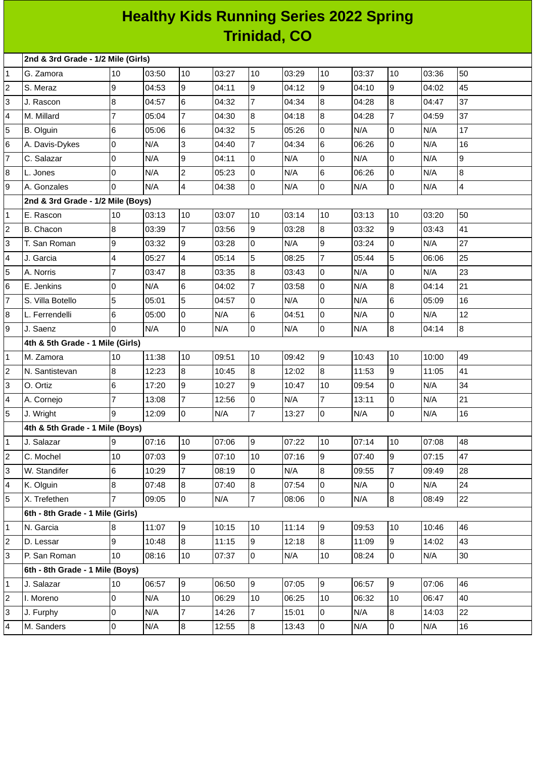# Healthy Kids Running Series 2022 Spring
## Trinidad, CO

| | | | | | | | | | | | | |
|---|---|---|---|---|---|---|---|---|---|---|---|---|
| | **2nd & 3rd Grade - 1/2 Mile (Girls)** | | | | | | | | | | | |
| 1 | G. Zamora | 10 | 03:50 | 10 | 03:27 | 10 | 03:29 | 10 | 03:37 | 10 | 03:36 | 50 |
| 2 | S. Meraz | 9 | 04:53 | 9 | 04:11 | 9 | 04:12 | 9 | 04:10 | 9 | 04:02 | 45 |
| 3 | J. Rascon | 8 | 04:57 | 6 | 04:32 | 7 | 04:34 | 8 | 04:28 | 8 | 04:47 | 37 |
| 4 | M. Millard | 7 | 05:04 | 7 | 04:30 | 8 | 04:18 | 8 | 04:28 | 7 | 04:59 | 37 |
| 5 | B. Olguin | 6 | 05:06 | 6 | 04:32 | 5 | 05:26 | 0 | N/A | 0 | N/A | 17 |
| 6 | A. Davis-Dykes | 0 | N/A | 3 | 04:40 | 7 | 04:34 | 6 | 06:26 | 0 | N/A | 16 |
| 7 | C. Salazar | 0 | N/A | 9 | 04:11 | 0 | N/A | 0 | N/A | 0 | N/A | 9 |
| 8 | L. Jones | 0 | N/A | 2 | 05:23 | 0 | N/A | 6 | 06:26 | 0 | N/A | 8 |
| 9 | A. Gonzales | 0 | N/A | 4 | 04:38 | 0 | N/A | 0 | N/A | 0 | N/A | 4 |
| | **2nd & 3rd Grade - 1/2 Mile (Boys)** | | | | | | | | | | | |
| 1 | E. Rascon | 10 | 03:13 | 10 | 03:07 | 10 | 03:14 | 10 | 03:13 | 10 | 03:20 | 50 |
| 2 | B. Chacon | 8 | 03:39 | 7 | 03:56 | 9 | 03:28 | 8 | 03:32 | 9 | 03:43 | 41 |
| 3 | T. San Roman | 9 | 03:32 | 9 | 03:28 | 0 | N/A | 9 | 03:24 | 0 | N/A | 27 |
| 4 | J. Garcia | 4 | 05:27 | 4 | 05:14 | 5 | 08:25 | 7 | 05:44 | 5 | 06:06 | 25 |
| 5 | A. Norris | 7 | 03:47 | 8 | 03:35 | 8 | 03:43 | 0 | N/A | 0 | N/A | 23 |
| 6 | E. Jenkins | 0 | N/A | 6 | 04:02 | 7 | 03:58 | 0 | N/A | 8 | 04:14 | 21 |
| 7 | S. Villa Botello | 5 | 05:01 | 5 | 04:57 | 0 | N/A | 0 | N/A | 6 | 05:09 | 16 |
| 8 | L. Ferrendelli | 6 | 05:00 | 0 | N/A | 6 | 04:51 | 0 | N/A | 0 | N/A | 12 |
| 9 | J. Saenz | 0 | N/A | 0 | N/A | 0 | N/A | 0 | N/A | 8 | 04:14 | 8 |
| | **4th & 5th Grade - 1 Mile (Girls)** | | | | | | | | | | | |
| 1 | M. Zamora | 10 | 11:38 | 10 | 09:51 | 10 | 09:42 | 9 | 10:43 | 10 | 10:00 | 49 |
| 2 | N. Santistevan | 8 | 12:23 | 8 | 10:45 | 8 | 12:02 | 8 | 11:53 | 9 | 11:05 | 41 |
| 3 | O. Ortiz | 6 | 17:20 | 9 | 10:27 | 9 | 10:47 | 10 | 09:54 | 0 | N/A | 34 |
| 4 | A. Cornejo | 7 | 13:08 | 7 | 12:56 | 0 | N/A | 7 | 13:11 | 0 | N/A | 21 |
| 5 | J. Wright | 9 | 12:09 | 0 | N/A | 7 | 13:27 | 0 | N/A | 0 | N/A | 16 |
| | **4th & 5th Grade - 1 Mile (Boys)** | | | | | | | | | | | |
| 1 | J. Salazar | 9 | 07:16 | 10 | 07:06 | 9 | 07:22 | 10 | 07:14 | 10 | 07:08 | 48 |
| 2 | C. Mochel | 10 | 07:03 | 9 | 07:10 | 10 | 07:16 | 9 | 07:40 | 9 | 07:15 | 47 |
| 3 | W. Standifer | 6 | 10:29 | 7 | 08:19 | 0 | N/A | 8 | 09:55 | 7 | 09:49 | 28 |
| 4 | K. Olguin | 8 | 07:48 | 8 | 07:40 | 8 | 07:54 | 0 | N/A | 0 | N/A | 24 |
| 5 | X. Trefethen | 7 | 09:05 | 0 | N/A | 7 | 08:06 | 0 | N/A | 8 | 08:49 | 22 |
| | **6th - 8th Grade - 1 Mile (Girls)** | | | | | | | | | | | |
| 1 | N. Garcia | 8 | 11:07 | 9 | 10:15 | 10 | 11:14 | 9 | 09:53 | 10 | 10:46 | 46 |
| 2 | D. Lessar | 9 | 10:48 | 8 | 11:15 | 9 | 12:18 | 8 | 11:09 | 9 | 14:02 | 43 |
| 3 | P. San Roman | 10 | 08:16 | 10 | 07:37 | 0 | N/A | 10 | 08:24 | 0 | N/A | 30 |
| | **6th - 8th Grade - 1 Mile (Boys)** | | | | | | | | | | | |
| 1 | J. Salazar | 10 | 06:57 | 9 | 06:50 | 9 | 07:05 | 9 | 06:57 | 9 | 07:06 | 46 |
| 2 | I. Moreno | 0 | N/A | 10 | 06:29 | 10 | 06:25 | 10 | 06:32 | 10 | 06:47 | 40 |
| 3 | J. Furphy | 0 | N/A | 7 | 14:26 | 7 | 15:01 | 0 | N/A | 8 | 14:03 | 22 |
| 4 | M. Sanders | 0 | N/A | 8 | 12:55 | 8 | 13:43 | 0 | N/A | 0 | N/A | 16 |